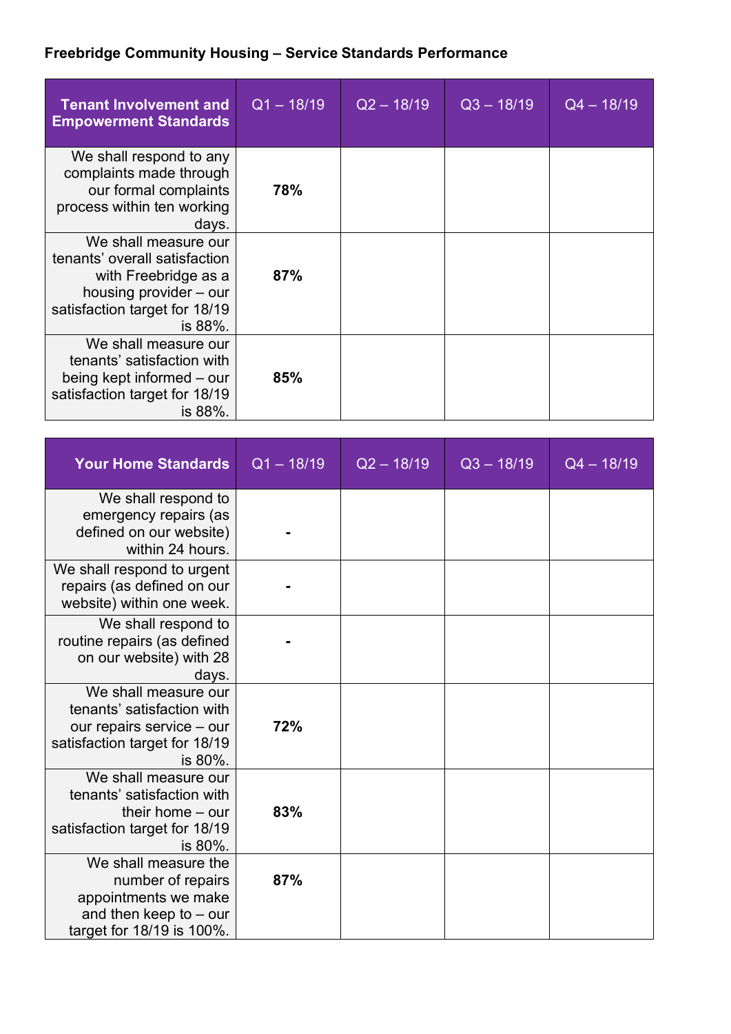**Freebridge Community Housing – Service Standards Performance**

| Tenant Involvement and Empowerment Standards | Q1 – 18/19 | Q2 – 18/19 | Q3 – 18/19 | Q4 – 18/19 |
|---|---|---|---|---|
| We shall respond to any complaints made through our formal complaints process within ten working days. | **78%** | | | |
| We shall measure our tenants' overall satisfaction with Freebridge as a housing provider – our satisfaction target for 18/19 is 88%. | **87%** | | | |
| We shall measure our tenants' satisfaction with being kept informed – our satisfaction target for 18/19 is 88%. | **85%** | | | |

| Your Home Standards | Q1 – 18/19 | Q2 – 18/19 | Q3 – 18/19 | Q4 – 18/19 |
|---|---|---|---|---|
| We shall respond to emergency repairs (as defined on our website) within 24 hours. | **-** | | | |
| We shall respond to urgent repairs (as defined on our website) within one week. | **-** | | | |
| We shall respond to routine repairs (as defined on our website) with 28 days. | **-** | | | |
| We shall measure our tenants' satisfaction with our repairs service – our satisfaction target for 18/19 is 80%. | **72%** | | | |
| We shall measure our tenants' satisfaction with their home – our satisfaction target for 18/19 is 80%. | **83%** | | | |
| We shall measure the number of repairs appointments we make and then keep to – our target for 18/19 is 100%. | **87%** | | | |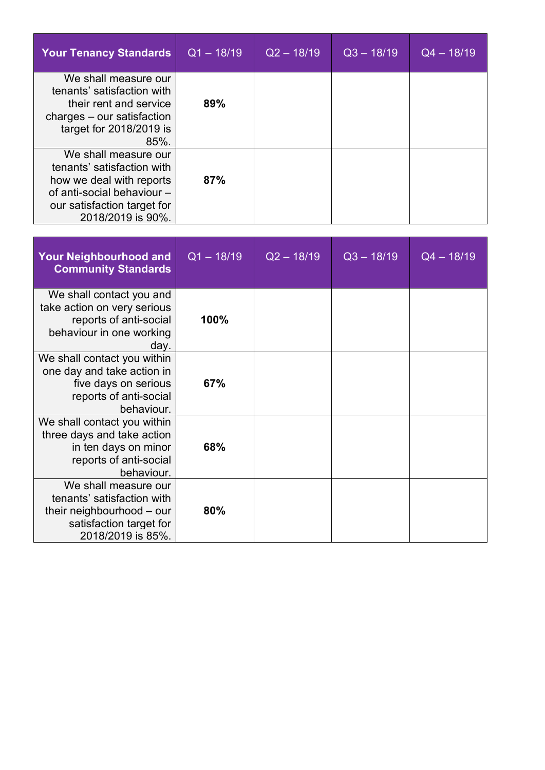| Your Tenancy Standards | Q1 – 18/19 | Q2 – 18/19 | Q3 – 18/19 | Q4 – 18/19 |
|---|---|---|---|---|
| We shall measure our tenants’ satisfaction with their rent and service charges – our satisfaction target for 2018/2019 is 85%. | **89%** | | | |
| We shall measure our tenants’ satisfaction with how we deal with reports of anti-social behaviour – our satisfaction target for 2018/2019 is 90%. | **87%** | | | |

| Your Neighbourhood and Community Standards | Q1 – 18/19 | Q2 – 18/19 | Q3 – 18/19 | Q4 – 18/19 |
|---|---|---|---|---|
| We shall contact you and take action on very serious reports of anti-social behaviour in one working day. | **100%** | | | |
| We shall contact you within one day and take action in five days on serious reports of anti-social behaviour. | **67%** | | | |
| We shall contact you within three days and take action in ten days on minor reports of anti-social behaviour. | **68%** | | | |
| We shall measure our tenants’ satisfaction with their neighbourhood – our satisfaction target for 2018/2019 is 85%. | **80%** | | | |